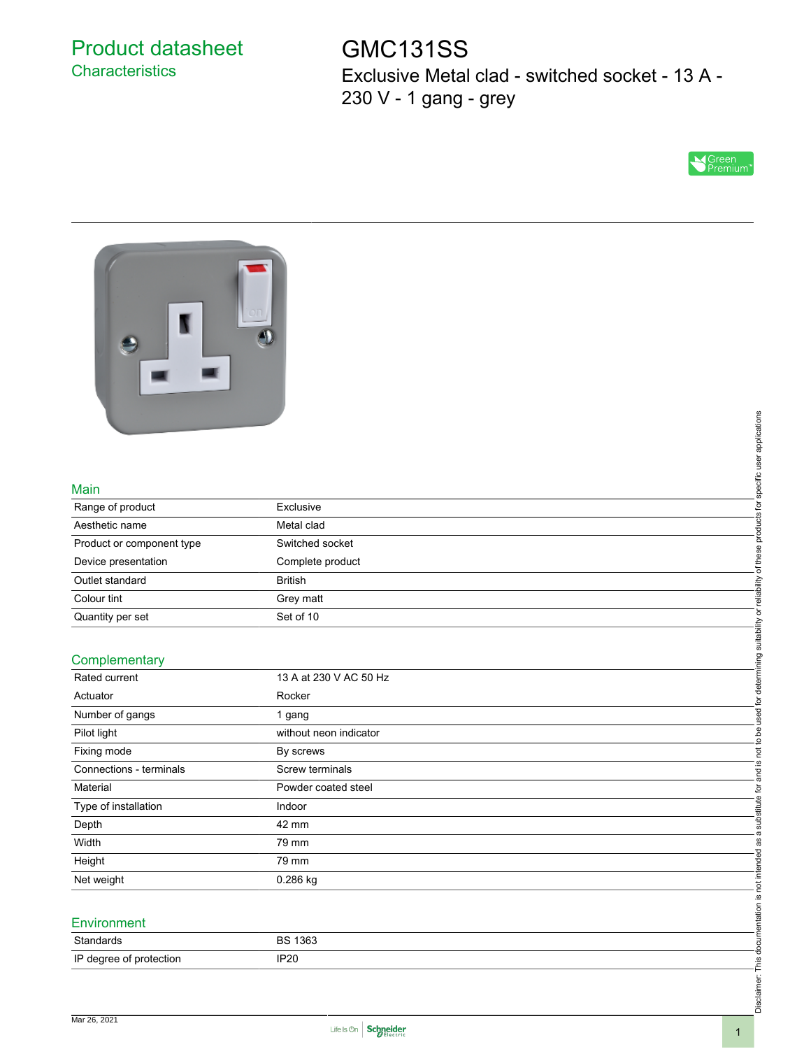# Product datasheet

## Characteristics

# GMC131SS

Exclusive Metal clad - switched socket - 13 A - 230 V - 1 gang - grey

## Main

| | |
|---|---|
| Range of product | Exclusive |
| Aesthetic name | Metal clad |
| Product or component type | Switched socket |
| Device presentation | Complete product |
| Outlet standard | British |
| Colour tint | Grey matt |
| Quantity per set | Set of 10 |

## Complementary

| | |
|---|---|
| Rated current | 13 A at 230 V AC 50 Hz |
| Actuator | Rocker |
| Number of gangs | 1 gang |
| Pilot light | without neon indicator |
| Fixing mode | By screws |
| Connections - terminals | Screw terminals |
| Material | Powder coated steel |
| Type of installation | Indoor |
| Depth | 42 mm |
| Width | 79 mm |
| Height | 79 mm |
| Net weight | 0.286 kg |

## Environment

| | |
|---|---|
| Standards | BS 1363 |
| IP degree of protection | IP20 |

Disclaimer: This documentation is not intended as a substitute for and is not to be used for determining suitability or reliability of these products for specific user applications

Mar 26, 2021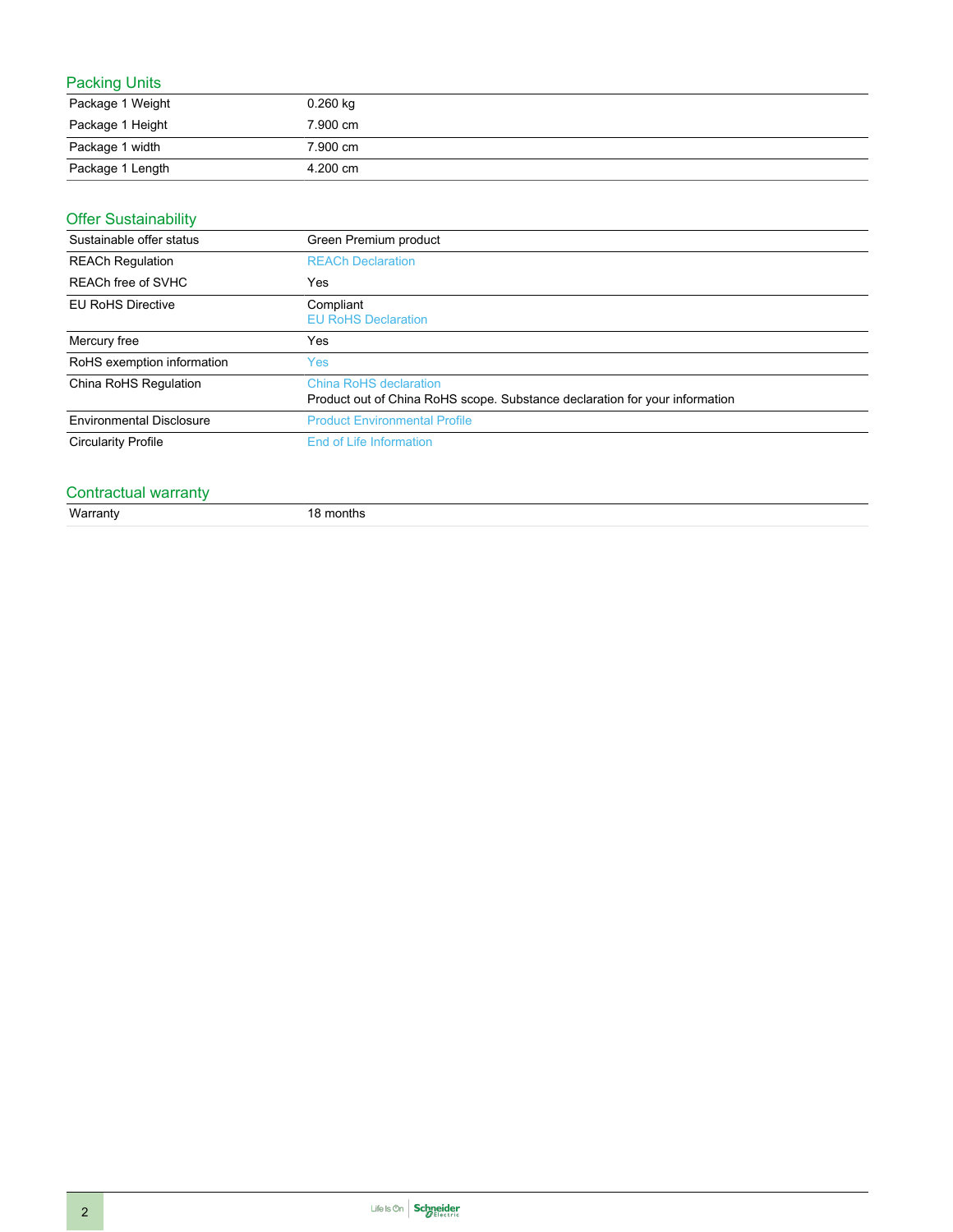## Packing Units

| | |
|---|---|
| Package 1 Weight | 0.260 kg |
| Package 1 Height | 7.900 cm |
| Package 1 width | 7.900 cm |
| Package 1 Length | 4.200 cm |

## Offer Sustainability

| | |
|---|---|
| Sustainable offer status | Green Premium product |
| REACh Regulation | REACh Declaration |
| REACh free of SVHC | Yes |
| EU RoHS Directive | Compliant<br>EU RoHS Declaration |
| Mercury free | Yes |
| RoHS exemption information | Yes |
| China RoHS Regulation | China RoHS declaration<br>Product out of China RoHS scope. Substance declaration for your information |
| Environmental Disclosure | Product Environmental Profile |
| Circularity Profile | End of Life Information |

## Contractual warranty

| | |
|---|---|
| Warranty | 18 months |